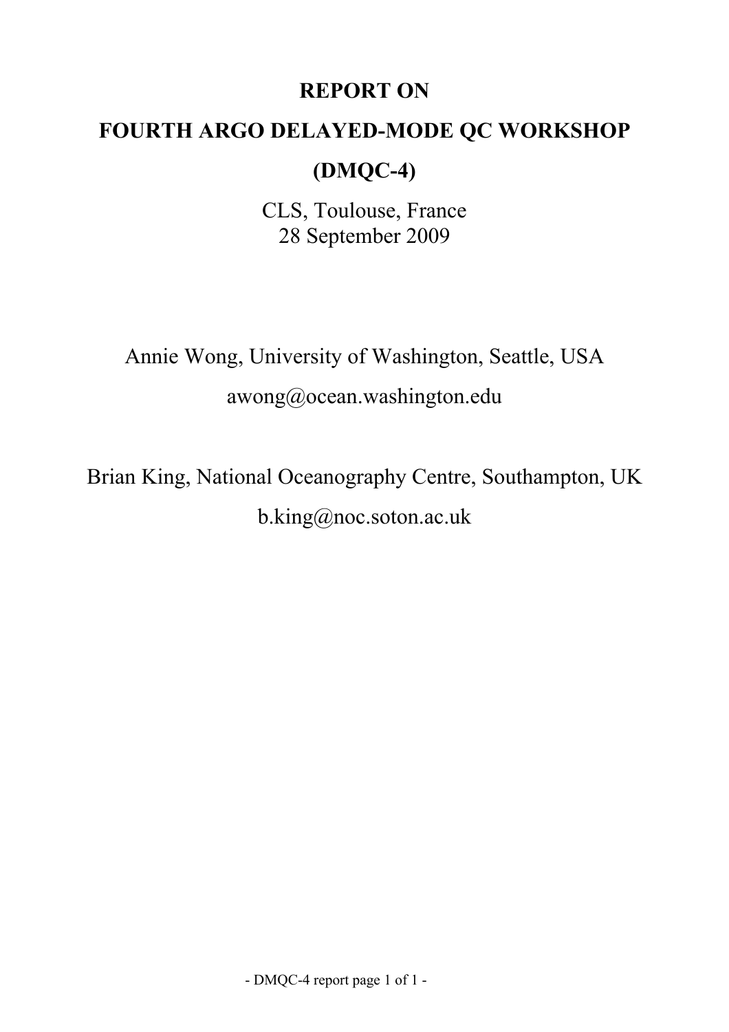# REPORT ON

# FOURTH ARGO DELAYED-MODE QC WORKSHOP

# (DMQC-4)

CLS, Toulouse, France
28 September 2009

Annie Wong, University of Washington, Seattle, USA

awong@ocean.washington.edu

Brian King, National Oceanography Centre, Southampton, UK

b.king@noc.soton.ac.uk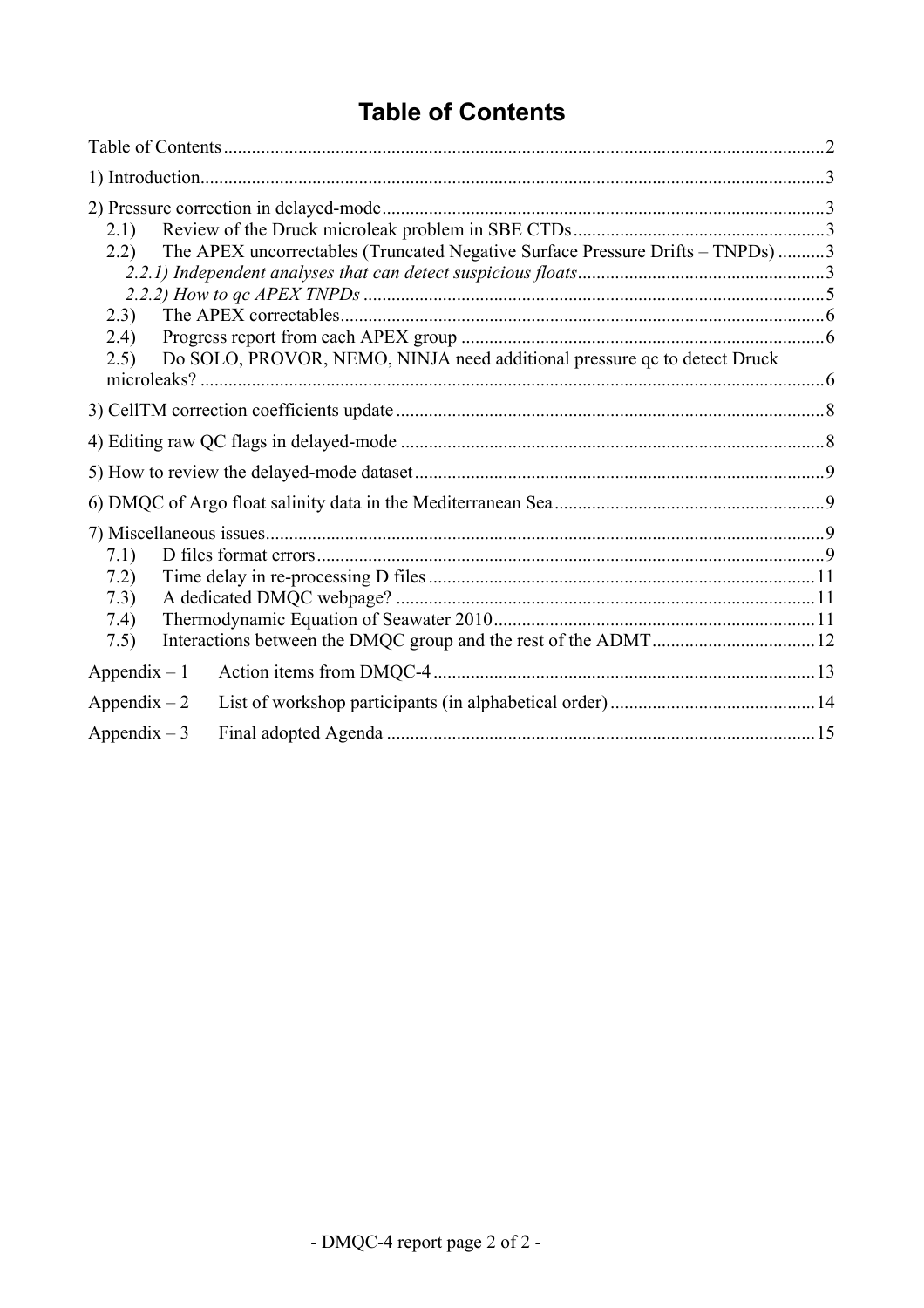# Table of Contents

Table of Contents ........................................................................................................................ 2

1) Introduction ............................................................................................................................. 3

2) Pressure correction in delayed-mode ...................................................................................... 3

- 2.1) Review of the Druck microleak problem in SBE CTDs ...................................................... 3
- 2.2) The APEX uncorrectables (Truncated Negative Surface Pressure Drifts – TNPDs) .......... 3
  - *2.2.1) Independent analyses that can detect suspicious floats* ..................................................... 3
  - *2.2.2) How to qc APEX TNPDs* ................................................................................................... 5
- 2.3) The APEX correctables ......................................................................................................... 6
- 2.4) Progress report from each APEX group .............................................................................. 6
- 2.5) Do SOLO, PROVOR, NEMO, NINJA need additional pressure qc to detect Druck microleaks? ...................................................................................................................................... 6

3) CellTM correction coefficients update ..................................................................................... 8

4) Editing raw QC flags in delayed-mode ..................................................................................... 8

5) How to review the delayed-mode dataset .................................................................................. 9

6) DMQC of Argo float salinity data in the Mediterranean Sea ..................................................... 9

7) Miscellaneous issues .................................................................................................................. 9

- 7.1) D files format errors ............................................................................................................... 9
- 7.2) Time delay in re-processing D files ...................................................................................... 11
- 7.3) A dedicated DMQC webpage? ............................................................................................. 11
- 7.4) Thermodynamic Equation of Seawater 2010 ....................................................................... 11
- 7.5) Interactions between the DMQC group and the rest of the ADMT ..................................... 12

Appendix – 1 Action items from DMQC-4 .................................................................................. 13

Appendix – 2 List of workshop participants (in alphabetical order) ............................................ 14

Appendix – 3 Final adopted Agenda ............................................................................................ 15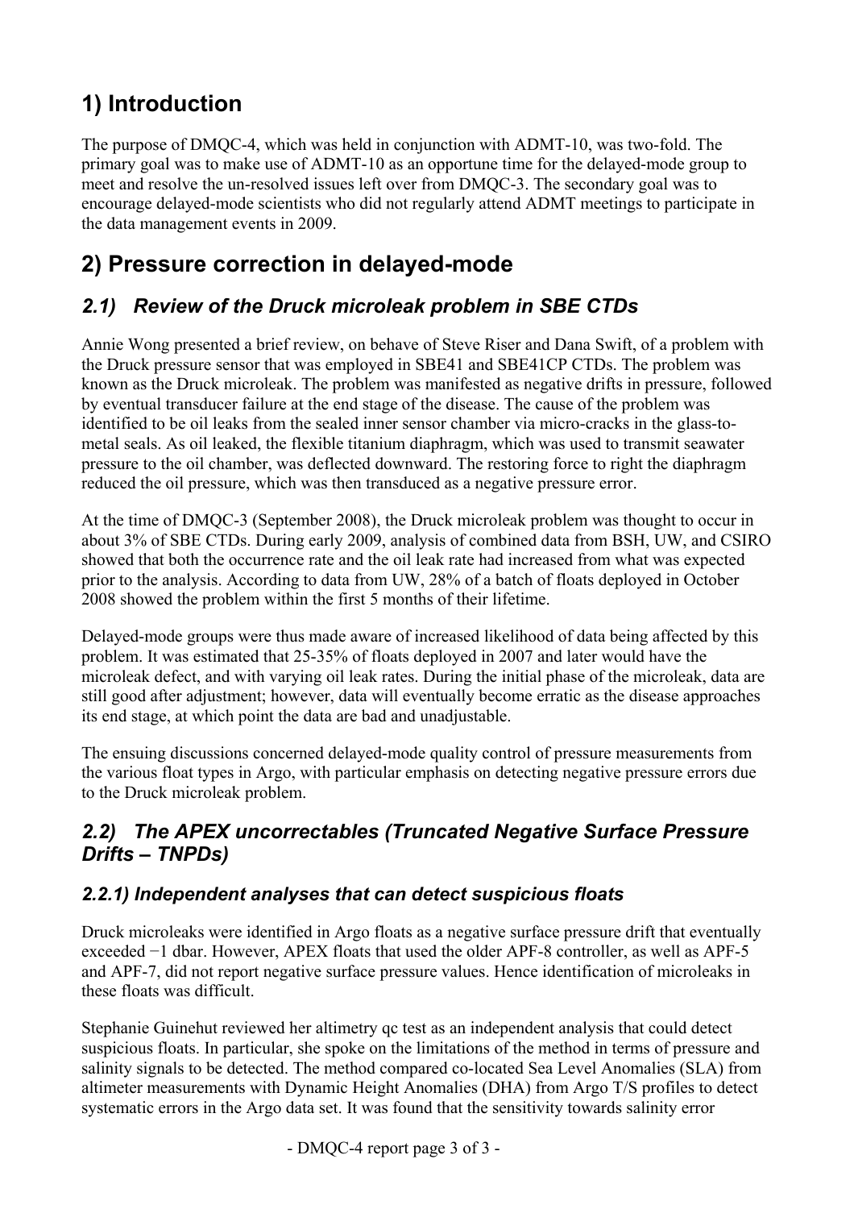# 1) Introduction

The purpose of DMQC-4, which was held in conjunction with ADMT-10, was two-fold. The primary goal was to make use of ADMT-10 as an opportune time for the delayed-mode group to meet and resolve the un-resolved issues left over from DMQC-3. The secondary goal was to encourage delayed-mode scientists who did not regularly attend ADMT meetings to participate in the data management events in 2009.

# 2) Pressure correction in delayed-mode

## *2.1) Review of the Druck microleak problem in SBE CTDs*

Annie Wong presented a brief review, on behave of Steve Riser and Dana Swift, of a problem with the Druck pressure sensor that was employed in SBE41 and SBE41CP CTDs. The problem was known as the Druck microleak. The problem was manifested as negative drifts in pressure, followed by eventual transducer failure at the end stage of the disease. The cause of the problem was identified to be oil leaks from the sealed inner sensor chamber via micro-cracks in the glass-to-metal seals. As oil leaked, the flexible titanium diaphragm, which was used to transmit seawater pressure to the oil chamber, was deflected downward. The restoring force to right the diaphragm reduced the oil pressure, which was then transduced as a negative pressure error.

At the time of DMQC-3 (September 2008), the Druck microleak problem was thought to occur in about 3% of SBE CTDs. During early 2009, analysis of combined data from BSH, UW, and CSIRO showed that both the occurrence rate and the oil leak rate had increased from what was expected prior to the analysis. According to data from UW, 28% of a batch of floats deployed in October 2008 showed the problem within the first 5 months of their lifetime.

Delayed-mode groups were thus made aware of increased likelihood of data being affected by this problem. It was estimated that 25-35% of floats deployed in 2007 and later would have the microleak defect, and with varying oil leak rates. During the initial phase of the microleak, data are still good after adjustment; however, data will eventually become erratic as the disease approaches its end stage, at which point the data are bad and unadjustable.

The ensuing discussions concerned delayed-mode quality control of pressure measurements from the various float types in Argo, with particular emphasis on detecting negative pressure errors due to the Druck microleak problem.

## *2.2) The APEX uncorrectables (Truncated Negative Surface Pressure Drifts – TNPDs)*

### *2.2.1) Independent analyses that can detect suspicious floats*

Druck microleaks were identified in Argo floats as a negative surface pressure drift that eventually exceeded −1 dbar. However, APEX floats that used the older APF-8 controller, as well as APF-5 and APF-7, did not report negative surface pressure values. Hence identification of microleaks in these floats was difficult.

Stephanie Guinehut reviewed her altimetry qc test as an independent analysis that could detect suspicious floats. In particular, she spoke on the limitations of the method in terms of pressure and salinity signals to be detected. The method compared co-located Sea Level Anomalies (SLA) from altimeter measurements with Dynamic Height Anomalies (DHA) from Argo T/S profiles to detect systematic errors in the Argo data set. It was found that the sensitivity towards salinity error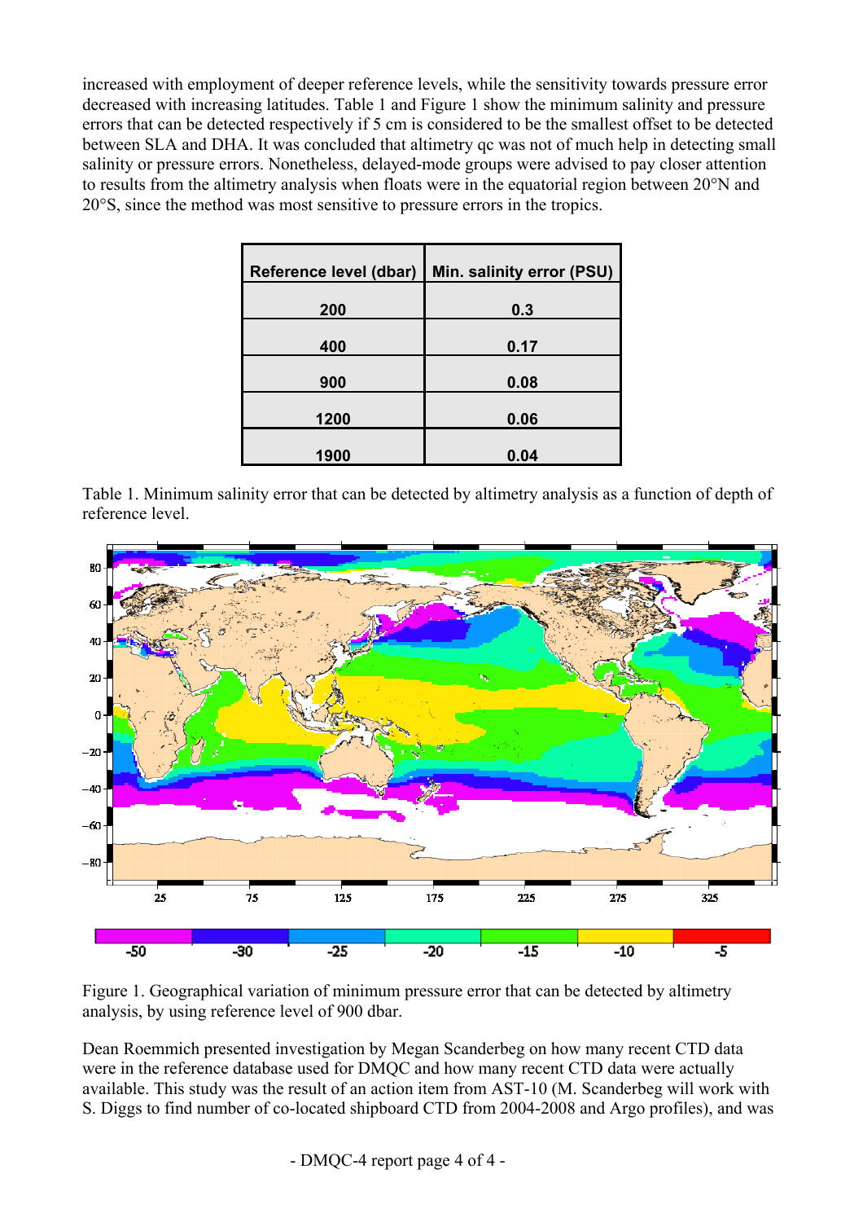increased with employment of deeper reference levels, while the sensitivity towards pressure error decreased with increasing latitudes. Table 1 and Figure 1 show the minimum salinity and pressure errors that can be detected respectively if 5 cm is considered to be the smallest offset to be detected between SLA and DHA. It was concluded that altimetry qc was not of much help in detecting small salinity or pressure errors. Nonetheless, delayed-mode groups were advised to pay closer attention to results from the altimetry analysis when floats were in the equatorial region between 20°N and 20°S, since the method was most sensitive to pressure errors in the tropics.

| Reference level (dbar) | Min. salinity error (PSU) |
|---|---|
| 200 | 0.3 |
| 400 | 0.17 |
| 900 | 0.08 |
| 1200 | 0.06 |
| 1900 | 0.04 |

Table 1. Minimum salinity error that can be detected by altimetry analysis as a function of depth of reference level.

Figure 1. Geographical variation of minimum pressure error that can be detected by altimetry analysis, by using reference level of 900 dbar.

Dean Roemmich presented investigation by Megan Scanderbeg on how many recent CTD data were in the reference database used for DMQC and how many recent CTD data were actually available. This study was the result of an action item from AST-10 (M. Scanderbeg will work with S. Diggs to find number of co-located shipboard CTD from 2004-2008 and Argo profiles), and was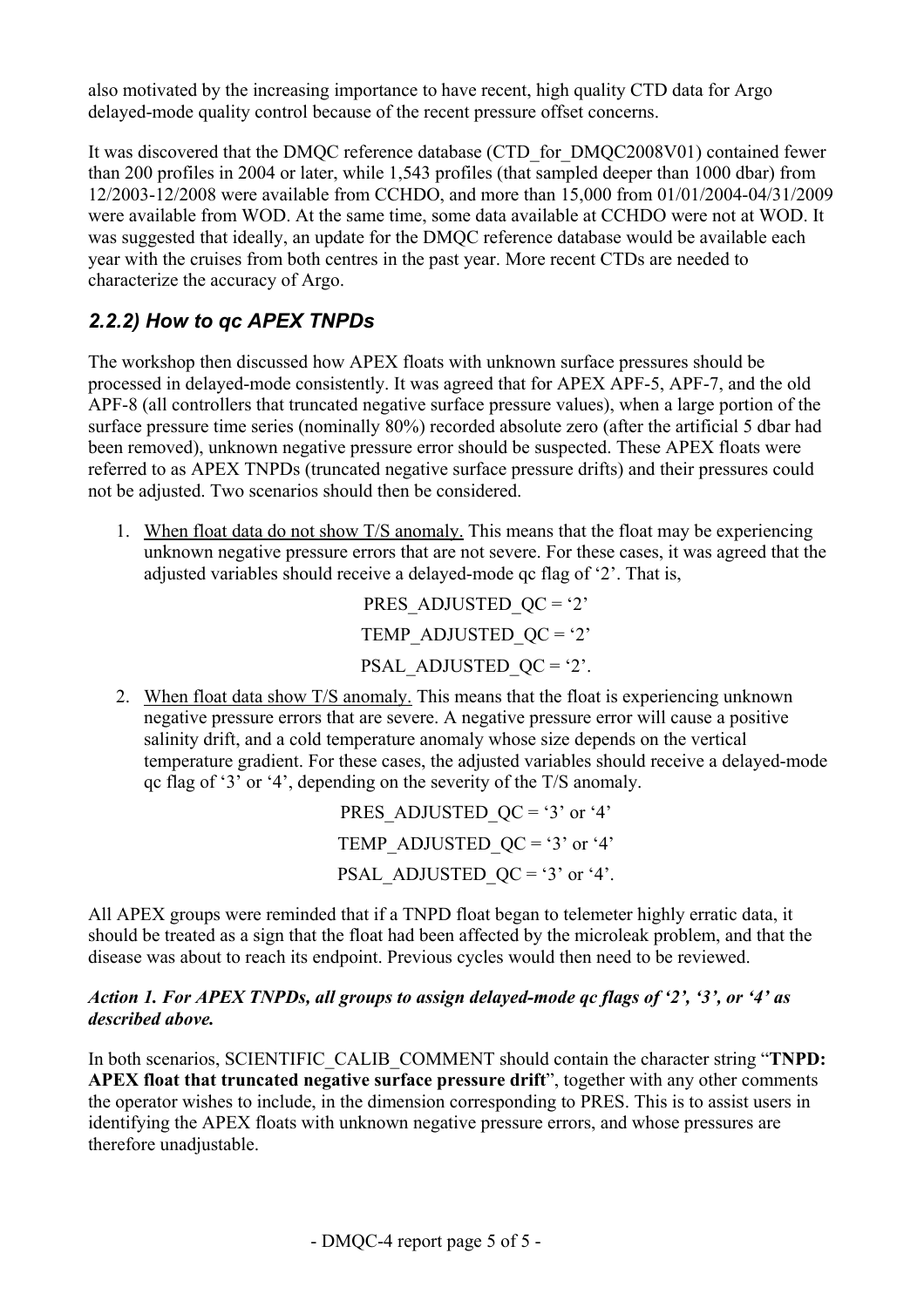also motivated by the increasing importance to have recent, high quality CTD data for Argo delayed-mode quality control because of the recent pressure offset concerns.

It was discovered that the DMQC reference database (CTD_for_DMQC2008V01) contained fewer than 200 profiles in 2004 or later, while 1,543 profiles (that sampled deeper than 1000 dbar) from 12/2003-12/2008 were available from CCHDO, and more than 15,000 from 01/01/2004-04/31/2009 were available from WOD. At the same time, some data available at CCHDO were not at WOD. It was suggested that ideally, an update for the DMQC reference database would be available each year with the cruises from both centres in the past year. More recent CTDs are needed to characterize the accuracy of Argo.

### *2.2.2) How to qc APEX TNPDs*

The workshop then discussed how APEX floats with unknown surface pressures should be processed in delayed-mode consistently. It was agreed that for APEX APF-5, APF-7, and the old APF-8 (all controllers that truncated negative surface pressure values), when a large portion of the surface pressure time series (nominally 80%) recorded absolute zero (after the artificial 5 dbar had been removed), unknown negative pressure error should be suspected. These APEX floats were referred to as APEX TNPDs (truncated negative surface pressure drifts) and their pressures could not be adjusted. Two scenarios should then be considered.

1. <u>When float data do not show T/S anomaly.</u> This means that the float may be experiencing unknown negative pressure errors that are not severe. For these cases, it was agreed that the adjusted variables should receive a delayed-mode qc flag of '2'. That is,

   PRES_ADJUSTED_QC = '2'

   TEMP_ADJUSTED_QC = '2'

   PSAL_ADJUSTED_QC = '2'.

2. <u>When float data show T/S anomaly.</u> This means that the float is experiencing unknown negative pressure errors that are severe. A negative pressure error will cause a positive salinity drift, and a cold temperature anomaly whose size depends on the vertical temperature gradient. For these cases, the adjusted variables should receive a delayed-mode qc flag of '3' or '4', depending on the severity of the T/S anomaly.

   PRES_ADJUSTED_QC = '3' or '4'

   TEMP_ADJUSTED_QC = '3' or '4'

   PSAL_ADJUSTED_QC = '3' or '4'.

All APEX groups were reminded that if a TNPD float began to telemeter highly erratic data, it should be treated as a sign that the float had been affected by the microleak problem, and that the disease was about to reach its endpoint. Previous cycles would then need to be reviewed.

***Action 1. For APEX TNPDs, all groups to assign delayed-mode qc flags of '2', '3', or '4' as described above.***

In both scenarios, SCIENTIFIC_CALIB_COMMENT should contain the character string "**TNPD: APEX float that truncated negative surface pressure drift**", together with any other comments the operator wishes to include, in the dimension corresponding to PRES. This is to assist users in identifying the APEX floats with unknown negative pressure errors, and whose pressures are therefore unadjustable.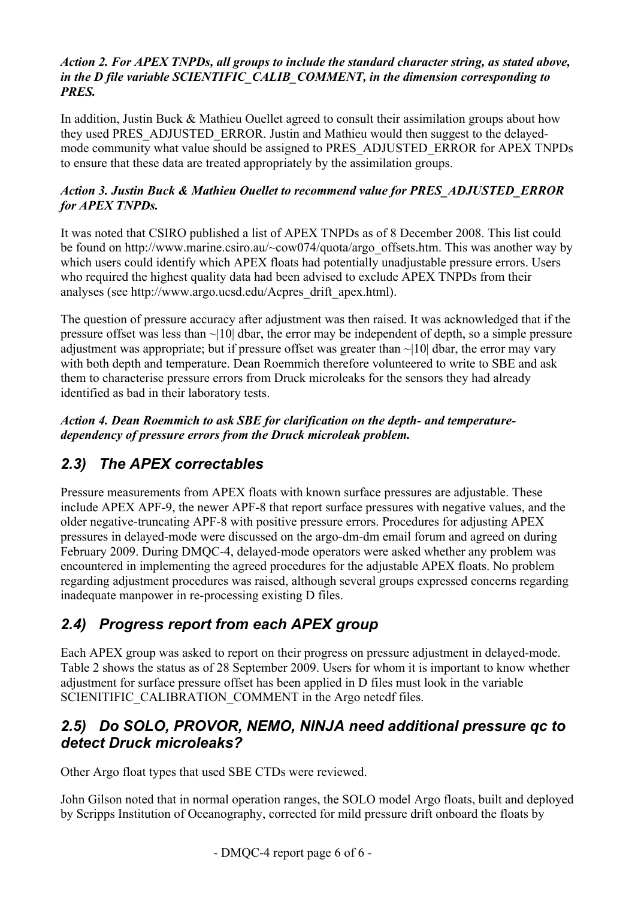***Action 2. For APEX TNPDs, all groups to include the standard character string, as stated above, in the D file variable SCIENTIFIC_CALIB_COMMENT, in the dimension corresponding to PRES.***

In addition, Justin Buck & Mathieu Ouellet agreed to consult their assimilation groups about how they used PRES_ADJUSTED_ERROR. Justin and Mathieu would then suggest to the delayed-mode community what value should be assigned to PRES_ADJUSTED_ERROR for APEX TNPDs to ensure that these data are treated appropriately by the assimilation groups.

***Action 3. Justin Buck & Mathieu Ouellet to recommend value for PRES_ADJUSTED_ERROR for APEX TNPDs.***

It was noted that CSIRO published a list of APEX TNPDs as of 8 December 2008. This list could be found on http://www.marine.csiro.au/~cow074/quota/argo_offsets.htm. This was another way by which users could identify which APEX floats had potentially unadjustable pressure errors. Users who required the highest quality data had been advised to exclude APEX TNPDs from their analyses (see http://www.argo.ucsd.edu/Acpres_drift_apex.html).

The question of pressure accuracy after adjustment was then raised. It was acknowledged that if the pressure offset was less than ~|10| dbar, the error may be independent of depth, so a simple pressure adjustment was appropriate; but if pressure offset was greater than ~|10| dbar, the error may vary with both depth and temperature. Dean Roemmich therefore volunteered to write to SBE and ask them to characterise pressure errors from Druck microleaks for the sensors they had already identified as bad in their laboratory tests.

***Action 4. Dean Roemmich to ask SBE for clarification on the depth- and temperature-dependency of pressure errors from the Druck microleak problem.***

## *2.3) The APEX correctables*

Pressure measurements from APEX floats with known surface pressures are adjustable. These include APEX APF-9, the newer APF-8 that report surface pressures with negative values, and the older negative-truncating APF-8 with positive pressure errors. Procedures for adjusting APEX pressures in delayed-mode were discussed on the argo-dm-dm email forum and agreed on during February 2009. During DMQC-4, delayed-mode operators were asked whether any problem was encountered in implementing the agreed procedures for the adjustable APEX floats. No problem regarding adjustment procedures was raised, although several groups expressed concerns regarding inadequate manpower in re-processing existing D files.

## *2.4) Progress report from each APEX group*

Each APEX group was asked to report on their progress on pressure adjustment in delayed-mode. Table 2 shows the status as of 28 September 2009. Users for whom it is important to know whether adjustment for surface pressure offset has been applied in D files must look in the variable SCIENITIFIC_CALIBRATION_COMMENT in the Argo netcdf files.

## *2.5) Do SOLO, PROVOR, NEMO, NINJA need additional pressure qc to detect Druck microleaks?*

Other Argo float types that used SBE CTDs were reviewed.

John Gilson noted that in normal operation ranges, the SOLO model Argo floats, built and deployed by Scripps Institution of Oceanography, corrected for mild pressure drift onboard the floats by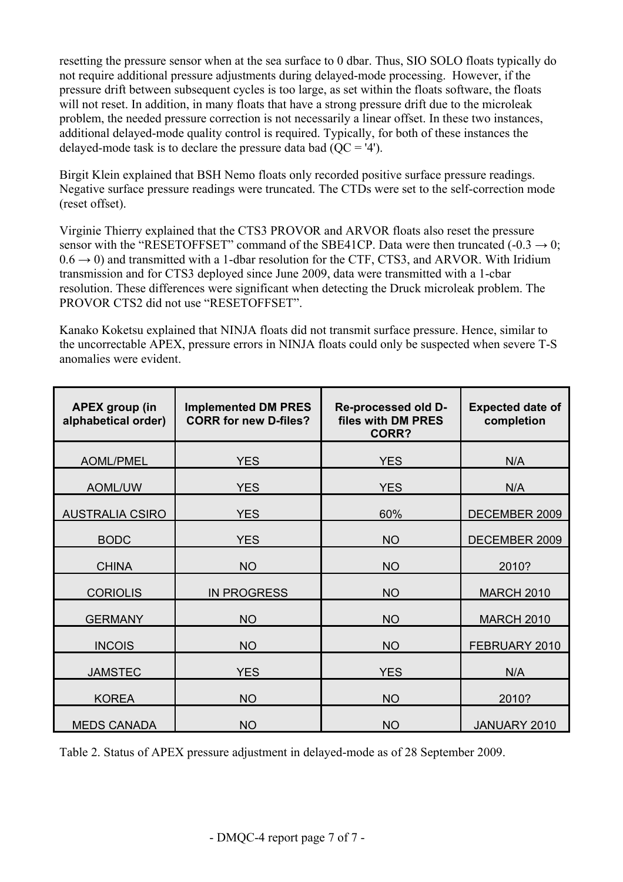resetting the pressure sensor when at the sea surface to 0 dbar. Thus, SIO SOLO floats typically do not require additional pressure adjustments during delayed-mode processing. However, if the pressure drift between subsequent cycles is too large, as set within the floats software, the floats will not reset. In addition, in many floats that have a strong pressure drift due to the microleak problem, the needed pressure correction is not necessarily a linear offset. In these two instances, additional delayed-mode quality control is required. Typically, for both of these instances the delayed-mode task is to declare the pressure data bad (QC = '4').

Birgit Klein explained that BSH Nemo floats only recorded positive surface pressure readings. Negative surface pressure readings were truncated. The CTDs were set to the self-correction mode (reset offset).

Virginie Thierry explained that the CTS3 PROVOR and ARVOR floats also reset the pressure sensor with the "RESETOFFSET" command of the SBE41CP. Data were then truncated ($-0.3 \rightarrow 0$; $0.6 \rightarrow 0$) and transmitted with a 1-dbar resolution for the CTF, CTS3, and ARVOR. With Iridium transmission and for CTS3 deployed since June 2009, data were transmitted with a 1-cbar resolution. These differences were significant when detecting the Druck microleak problem. The PROVOR CTS2 did not use "RESETOFFSET".

Kanako Koketsu explained that NINJA floats did not transmit surface pressure. Hence, similar to the uncorrectable APEX, pressure errors in NINJA floats could only be suspected when severe T-S anomalies were evident.

| APEX group (in alphabetical order) | Implemented DM PRES CORR for new D-files? | Re-processed old D-files with DM PRES CORR? | Expected date of completion |
|---|---|---|---|
| AOML/PMEL | YES | YES | N/A |
| AOML/UW | YES | YES | N/A |
| AUSTRALIA CSIRO | YES | 60% | DECEMBER 2009 |
| BODC | YES | NO | DECEMBER 2009 |
| CHINA | NO | NO | 2010? |
| CORIOLIS | IN PROGRESS | NO | MARCH 2010 |
| GERMANY | NO | NO | MARCH 2010 |
| INCOIS | NO | NO | FEBRUARY 2010 |
| JAMSTEC | YES | YES | N/A |
| KOREA | NO | NO | 2010? |
| MEDS CANADA | NO | NO | JANUARY 2010 |

Table 2. Status of APEX pressure adjustment in delayed-mode as of 28 September 2009.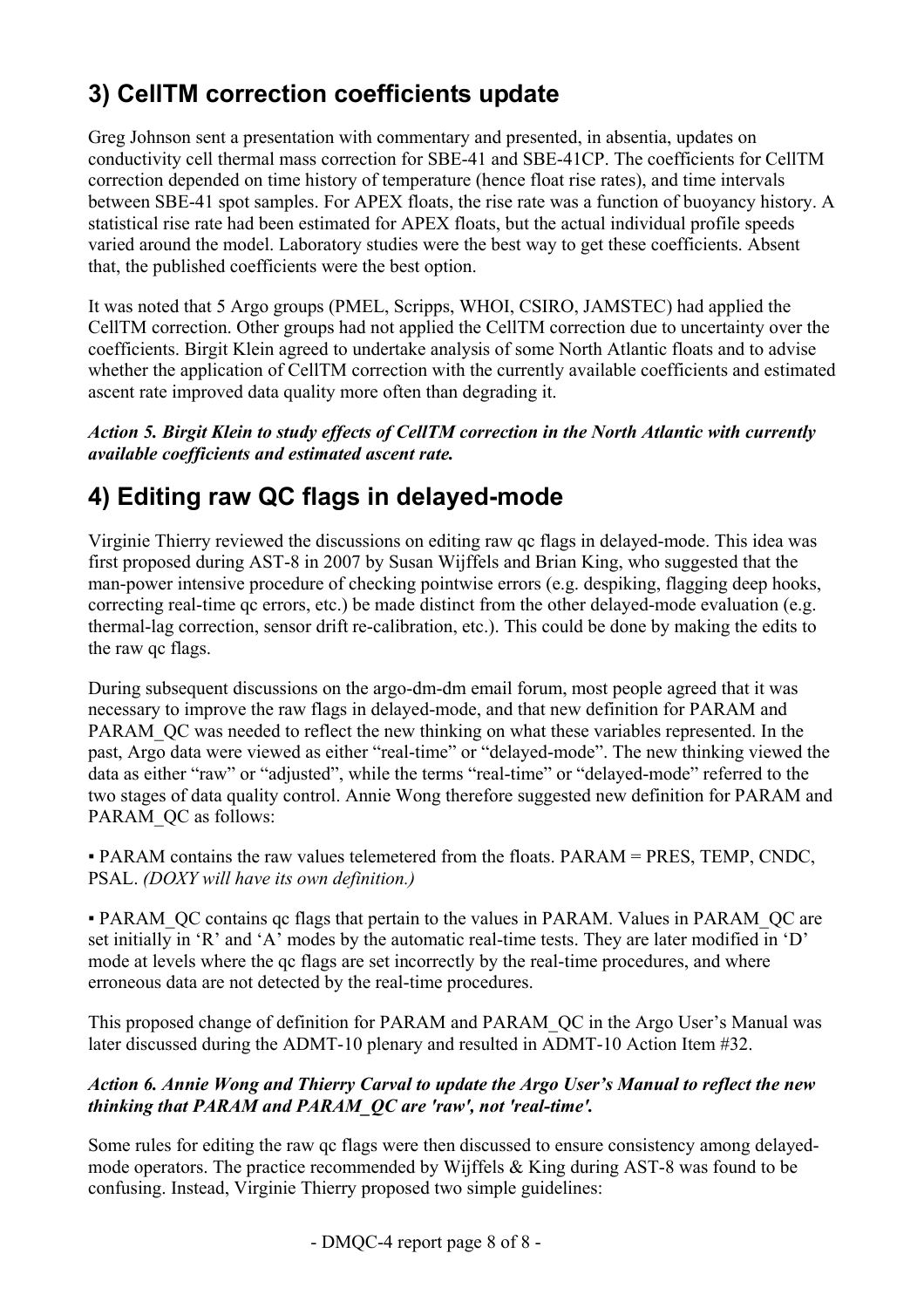## 3) CellTM correction coefficients update

Greg Johnson sent a presentation with commentary and presented, in absentia, updates on conductivity cell thermal mass correction for SBE-41 and SBE-41CP. The coefficients for CellTM correction depended on time history of temperature (hence float rise rates), and time intervals between SBE-41 spot samples. For APEX floats, the rise rate was a function of buoyancy history. A statistical rise rate had been estimated for APEX floats, but the actual individual profile speeds varied around the model. Laboratory studies were the best way to get these coefficients. Absent that, the published coefficients were the best option.

It was noted that 5 Argo groups (PMEL, Scripps, WHOI, CSIRO, JAMSTEC) had applied the CellTM correction. Other groups had not applied the CellTM correction due to uncertainty over the coefficients. Birgit Klein agreed to undertake analysis of some North Atlantic floats and to advise whether the application of CellTM correction with the currently available coefficients and estimated ascent rate improved data quality more often than degrading it.

***Action 5. Birgit Klein to study effects of CellTM correction in the North Atlantic with currently available coefficients and estimated ascent rate.***

## 4) Editing raw QC flags in delayed-mode

Virginie Thierry reviewed the discussions on editing raw qc flags in delayed-mode. This idea was first proposed during AST-8 in 2007 by Susan Wijffels and Brian King, who suggested that the man-power intensive procedure of checking pointwise errors (e.g. despiking, flagging deep hooks, correcting real-time qc errors, etc.) be made distinct from the other delayed-mode evaluation (e.g. thermal-lag correction, sensor drift re-calibration, etc.). This could be done by making the edits to the raw qc flags.

During subsequent discussions on the argo-dm-dm email forum, most people agreed that it was necessary to improve the raw flags in delayed-mode, and that new definition for PARAM and PARAM_QC was needed to reflect the new thinking on what these variables represented. In the past, Argo data were viewed as either "real-time" or "delayed-mode". The new thinking viewed the data as either "raw" or "adjusted", while the terms "real-time" or "delayed-mode" referred to the two stages of data quality control. Annie Wong therefore suggested new definition for PARAM and PARAM_QC as follows:

▪ PARAM contains the raw values telemetered from the floats. PARAM = PRES, TEMP, CNDC, PSAL. *(DOXY will have its own definition.)*

▪ PARAM_QC contains qc flags that pertain to the values in PARAM. Values in PARAM_QC are set initially in 'R' and 'A' modes by the automatic real-time tests. They are later modified in 'D' mode at levels where the qc flags are set incorrectly by the real-time procedures, and where erroneous data are not detected by the real-time procedures.

This proposed change of definition for PARAM and PARAM_QC in the Argo User's Manual was later discussed during the ADMT-10 plenary and resulted in ADMT-10 Action Item #32.

***Action 6. Annie Wong and Thierry Carval to update the Argo User's Manual to reflect the new thinking that PARAM and PARAM_QC are 'raw', not 'real-time'.***

Some rules for editing the raw qc flags were then discussed to ensure consistency among delayed-mode operators. The practice recommended by Wijffels & King during AST-8 was found to be confusing. Instead, Virginie Thierry proposed two simple guidelines: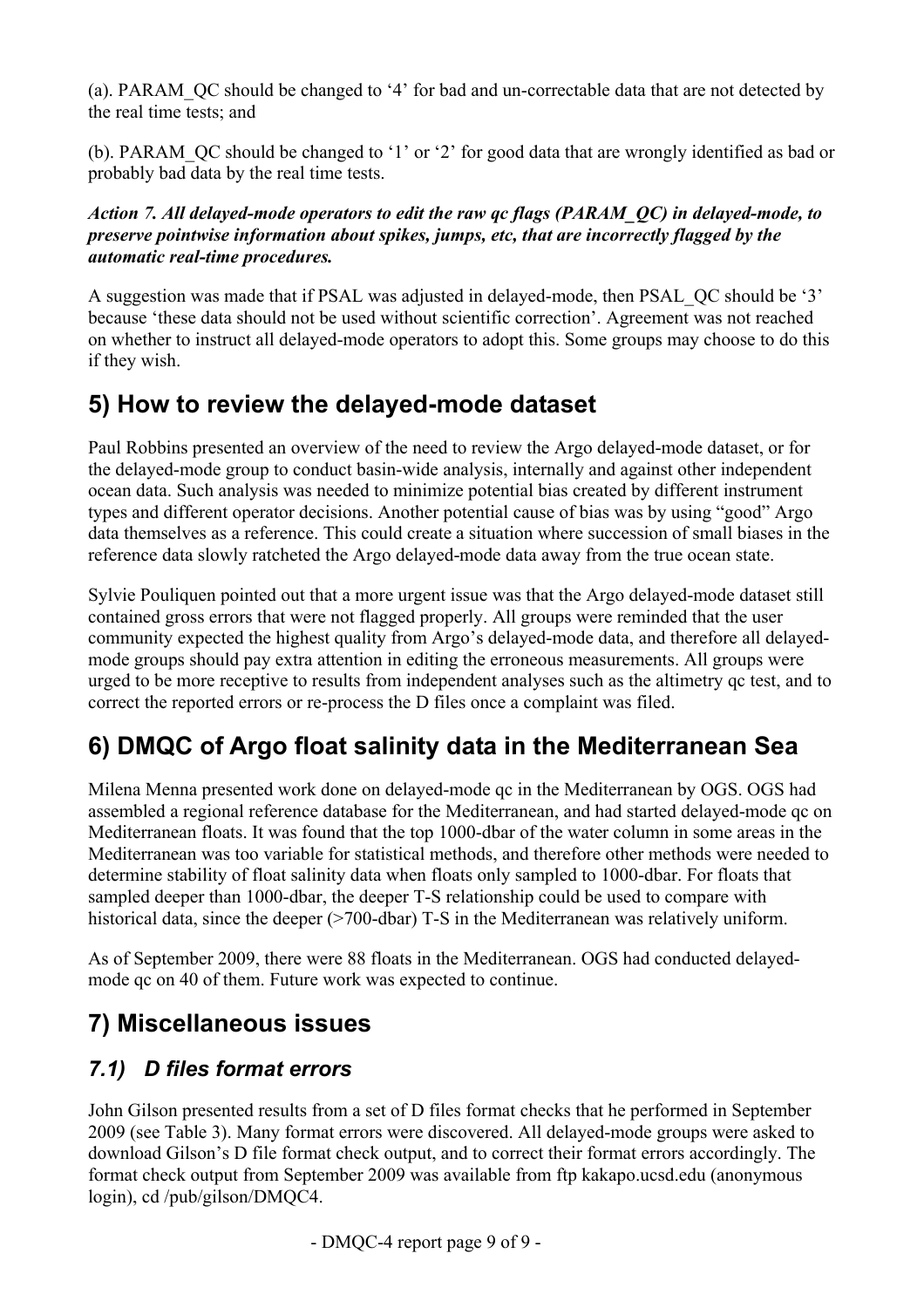(a). PARAM_QC should be changed to '4' for bad and un-correctable data that are not detected by the real time tests; and

(b). PARAM_QC should be changed to '1' or '2' for good data that are wrongly identified as bad or probably bad data by the real time tests.

***Action 7. All delayed-mode operators to edit the raw qc flags (PARAM_QC) in delayed-mode, to preserve pointwise information about spikes, jumps, etc, that are incorrectly flagged by the automatic real-time procedures.***

A suggestion was made that if PSAL was adjusted in delayed-mode, then PSAL_QC should be '3' because 'these data should not be used without scientific correction'. Agreement was not reached on whether to instruct all delayed-mode operators to adopt this. Some groups may choose to do this if they wish.

## 5) How to review the delayed-mode dataset

Paul Robbins presented an overview of the need to review the Argo delayed-mode dataset, or for the delayed-mode group to conduct basin-wide analysis, internally and against other independent ocean data. Such analysis was needed to minimize potential bias created by different instrument types and different operator decisions. Another potential cause of bias was by using "good" Argo data themselves as a reference. This could create a situation where succession of small biases in the reference data slowly ratcheted the Argo delayed-mode data away from the true ocean state.

Sylvie Pouliquen pointed out that a more urgent issue was that the Argo delayed-mode dataset still contained gross errors that were not flagged properly. All groups were reminded that the user community expected the highest quality from Argo's delayed-mode data, and therefore all delayed-mode groups should pay extra attention in editing the erroneous measurements. All groups were urged to be more receptive to results from independent analyses such as the altimetry qc test, and to correct the reported errors or re-process the D files once a complaint was filed.

## 6) DMQC of Argo float salinity data in the Mediterranean Sea

Milena Menna presented work done on delayed-mode qc in the Mediterranean by OGS. OGS had assembled a regional reference database for the Mediterranean, and had started delayed-mode qc on Mediterranean floats. It was found that the top 1000-dbar of the water column in some areas in the Mediterranean was too variable for statistical methods, and therefore other methods were needed to determine stability of float salinity data when floats only sampled to 1000-dbar. For floats that sampled deeper than 1000-dbar, the deeper T-S relationship could be used to compare with historical data, since the deeper (>700-dbar) T-S in the Mediterranean was relatively uniform.

As of September 2009, there were 88 floats in the Mediterranean. OGS had conducted delayed-mode qc on 40 of them. Future work was expected to continue.

## 7) Miscellaneous issues

### *7.1) D files format errors*

John Gilson presented results from a set of D files format checks that he performed in September 2009 (see Table 3). Many format errors were discovered. All delayed-mode groups were asked to download Gilson's D file format check output, and to correct their format errors accordingly. The format check output from September 2009 was available from ftp kakapo.ucsd.edu (anonymous login), cd /pub/gilson/DMQC4.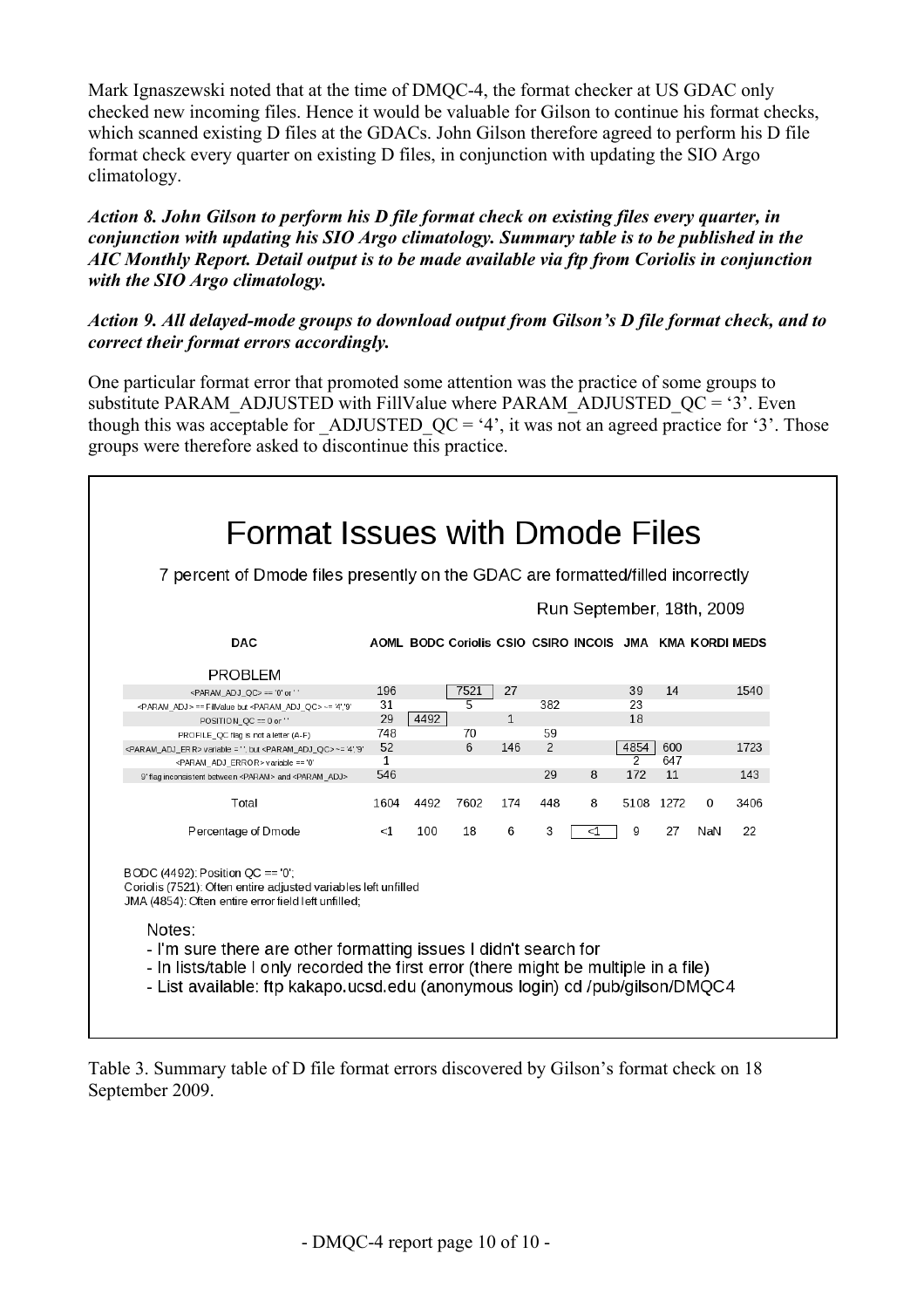Mark Ignaszewski noted that at the time of DMQC-4, the format checker at US GDAC only checked new incoming files. Hence it would be valuable for Gilson to continue his format checks, which scanned existing D files at the GDACs. John Gilson therefore agreed to perform his D file format check every quarter on existing D files, in conjunction with updating the SIO Argo climatology.

***Action 8. John Gilson to perform his D file format check on existing files every quarter, in conjunction with updating his SIO Argo climatology. Summary table is to be published in the AIC Monthly Report. Detail output is to be made available via ftp from Coriolis in conjunction with the SIO Argo climatology.***

***Action 9. All delayed-mode groups to download output from Gilson's D file format check, and to correct their format errors accordingly.***

One particular format error that promoted some attention was the practice of some groups to substitute PARAM_ADJUSTED with FillValue where PARAM_ADJUSTED_QC = '3'. Even though this was acceptable for _ADJUSTED_QC = '4', it was not an agreed practice for '3'. Those groups were therefore asked to discontinue this practice.

## Format Issues with Dmode Files

7 percent of Dmode files presently on the GDAC are formatted/filled incorrectly

Run September, 18th, 2009

| DAC / PROBLEM | AOML | BODC | Coriolis | CSIO | CSIRO | INCOIS | JMA | KMA | KORDI | MEDS |
|---|---|---|---|---|---|---|---|---|---|---|
| <PARAM_ADJ_QC> == '0' or ' ' | 196 | | 7521 | 27 | | | 39 | 14 | | 1540 |
| <PARAM_ADJ> == FillValue but <PARAM_ADJ_QC> ~= '4','9' | 31 | | 5 | | 382 | | 23 | | | |
| POSITION_QC == 0 or ' ' | 29 | 4492 | | 1 | | | 18 | | | |
| PROFILE_QC flag is not a letter (A-F) | 748 | | 70 | | 59 | | | | | |
| <PARAM_ADJ_ERR> variable = ' ', but <PARAM_ADJ_QC> ~= '4','9' | 52 | | 6 | 146 | 2 | | 4854 | 600 | | 1723 |
| <PARAM_ADJ_ERROR> variable == '0' | 1 | | | | | | 2 | 647 | | |
| '9' flag inconsistent between <PARAM> and <PARAM_ADJ> | 546 | | | | 29 | 8 | 172 | 11 | | 143 |
| Total | 1604 | 4492 | 7602 | 174 | 448 | 8 | 5108 | 1272 | 0 | 3406 |
| Percentage of Dmode | <1 | 100 | 18 | 6 | 3 | <1 | 9 | 27 | NaN | 22 |

BODC (4492): Position QC == '0';
Coriolis (7521): Often entire adjusted variables left unfilled
JMA (4854): Often entire error field left unfilled;

Notes:
- I'm sure there are other formatting issues I didn't search for
- In lists/table I only recorded the first error (there might be multiple in a file)
- List available: ftp kakapo.ucsd.edu (anonymous login) cd /pub/gilson/DMQC4

Table 3. Summary table of D file format errors discovered by Gilson's format check on 18 September 2009.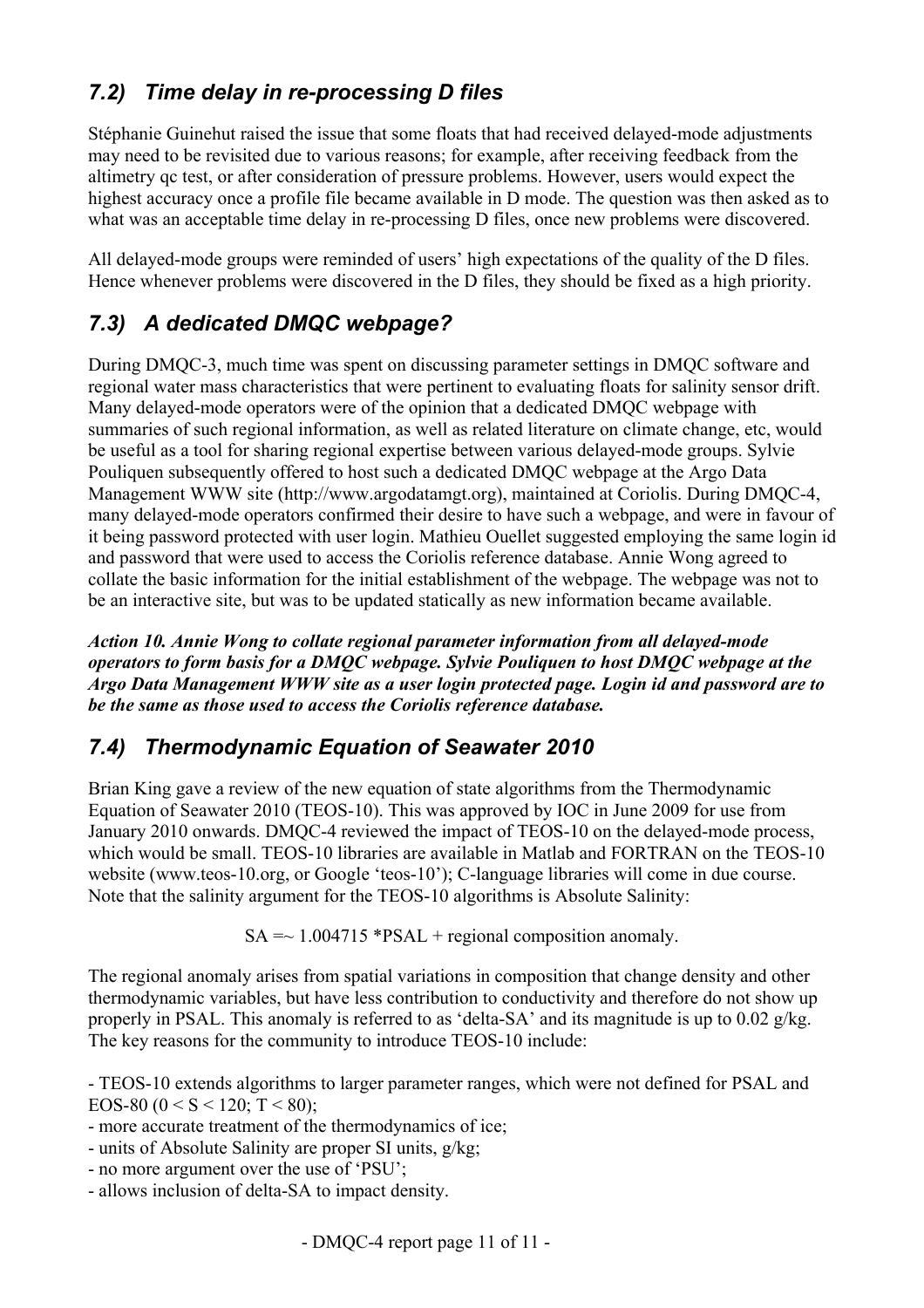## 7.2) Time delay in re-processing D files

Stéphanie Guinehut raised the issue that some floats that had received delayed-mode adjustments may need to be revisited due to various reasons; for example, after receiving feedback from the altimetry qc test, or after consideration of pressure problems. However, users would expect the highest accuracy once a profile file became available in D mode. The question was then asked as to what was an acceptable time delay in re-processing D files, once new problems were discovered.

All delayed-mode groups were reminded of users' high expectations of the quality of the D files. Hence whenever problems were discovered in the D files, they should be fixed as a high priority.

## 7.3) A dedicated DMQC webpage?

During DMQC-3, much time was spent on discussing parameter settings in DMQC software and regional water mass characteristics that were pertinent to evaluating floats for salinity sensor drift. Many delayed-mode operators were of the opinion that a dedicated DMQC webpage with summaries of such regional information, as well as related literature on climate change, etc, would be useful as a tool for sharing regional expertise between various delayed-mode groups. Sylvie Pouliquen subsequently offered to host such a dedicated DMQC webpage at the Argo Data Management WWW site (http://www.argodatamgt.org), maintained at Coriolis. During DMQC-4, many delayed-mode operators confirmed their desire to have such a webpage, and were in favour of it being password protected with user login. Mathieu Ouellet suggested employing the same login id and password that were used to access the Coriolis reference database. Annie Wong agreed to collate the basic information for the initial establishment of the webpage. The webpage was not to be an interactive site, but was to be updated statically as new information became available.

***Action 10. Annie Wong to collate regional parameter information from all delayed-mode operators to form basis for a DMQC webpage. Sylvie Pouliquen to host DMQC webpage at the Argo Data Management WWW site as a user login protected page. Login id and password are to be the same as those used to access the Coriolis reference database.***

## 7.4) Thermodynamic Equation of Seawater 2010

Brian King gave a review of the new equation of state algorithms from the Thermodynamic Equation of Seawater 2010 (TEOS-10). This was approved by IOC in June 2009 for use from January 2010 onwards. DMQC-4 reviewed the impact of TEOS-10 on the delayed-mode process, which would be small. TEOS-10 libraries are available in Matlab and FORTRAN on the TEOS-10 website (www.teos-10.org, or Google 'teos-10'); C-language libraries will come in due course. Note that the salinity argument for the TEOS-10 algorithms is Absolute Salinity:

$$SA =\sim 1.004715 * PSAL + \text{regional composition anomaly.}$$

The regional anomaly arises from spatial variations in composition that change density and other thermodynamic variables, but have less contribution to conductivity and therefore do not show up properly in PSAL. This anomaly is referred to as 'delta-SA' and its magnitude is up to 0.02 g/kg. The key reasons for the community to introduce TEOS-10 include:

- TEOS-10 extends algorithms to larger parameter ranges, which were not defined for PSAL and EOS-80 ($0 < S < 120$; $T < 80$);
- more accurate treatment of the thermodynamics of ice;
- units of Absolute Salinity are proper SI units, g/kg;
- no more argument over the use of 'PSU';
- allows inclusion of delta-SA to impact density.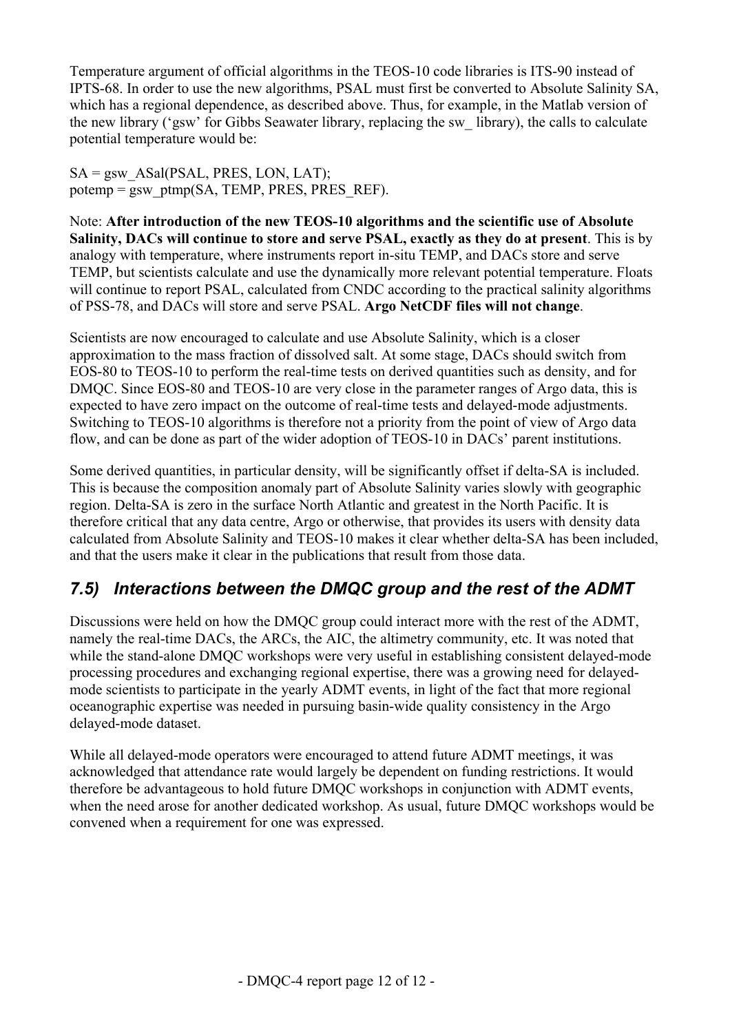Temperature argument of official algorithms in the TEOS-10 code libraries is ITS-90 instead of IPTS-68. In order to use the new algorithms, PSAL must first be converted to Absolute Salinity SA, which has a regional dependence, as described above. Thus, for example, in the Matlab version of the new library ('gsw' for Gibbs Seawater library, replacing the sw_ library), the calls to calculate potential temperature would be:

```
SA = gsw_ASal(PSAL, PRES, LON, LAT);
potemp = gsw_ptmp(SA, TEMP, PRES, PRES_REF).
```

Note: **After introduction of the new TEOS-10 algorithms and the scientific use of Absolute Salinity, DACs will continue to store and serve PSAL, exactly as they do at present**. This is by analogy with temperature, where instruments report in-situ TEMP, and DACs store and serve TEMP, but scientists calculate and use the dynamically more relevant potential temperature. Floats will continue to report PSAL, calculated from CNDC according to the practical salinity algorithms of PSS-78, and DACs will store and serve PSAL. **Argo NetCDF files will not change**.

Scientists are now encouraged to calculate and use Absolute Salinity, which is a closer approximation to the mass fraction of dissolved salt. At some stage, DACs should switch from EOS-80 to TEOS-10 to perform the real-time tests on derived quantities such as density, and for DMQC. Since EOS-80 and TEOS-10 are very close in the parameter ranges of Argo data, this is expected to have zero impact on the outcome of real-time tests and delayed-mode adjustments. Switching to TEOS-10 algorithms is therefore not a priority from the point of view of Argo data flow, and can be done as part of the wider adoption of TEOS-10 in DACs' parent institutions.

Some derived quantities, in particular density, will be significantly offset if delta-SA is included. This is because the composition anomaly part of Absolute Salinity varies slowly with geographic region. Delta-SA is zero in the surface North Atlantic and greatest in the North Pacific. It is therefore critical that any data centre, Argo or otherwise, that provides its users with density data calculated from Absolute Salinity and TEOS-10 makes it clear whether delta-SA has been included, and that the users make it clear in the publications that result from those data.

## *7.5) Interactions between the DMQC group and the rest of the ADMT*

Discussions were held on how the DMQC group could interact more with the rest of the ADMT, namely the real-time DACs, the ARCs, the AIC, the altimetry community, etc. It was noted that while the stand-alone DMQC workshops were very useful in establishing consistent delayed-mode processing procedures and exchanging regional expertise, there was a growing need for delayed-mode scientists to participate in the yearly ADMT events, in light of the fact that more regional oceanographic expertise was needed in pursuing basin-wide quality consistency in the Argo delayed-mode dataset.

While all delayed-mode operators were encouraged to attend future ADMT meetings, it was acknowledged that attendance rate would largely be dependent on funding restrictions. It would therefore be advantageous to hold future DMQC workshops in conjunction with ADMT events, when the need arose for another dedicated workshop. As usual, future DMQC workshops would be convened when a requirement for one was expressed.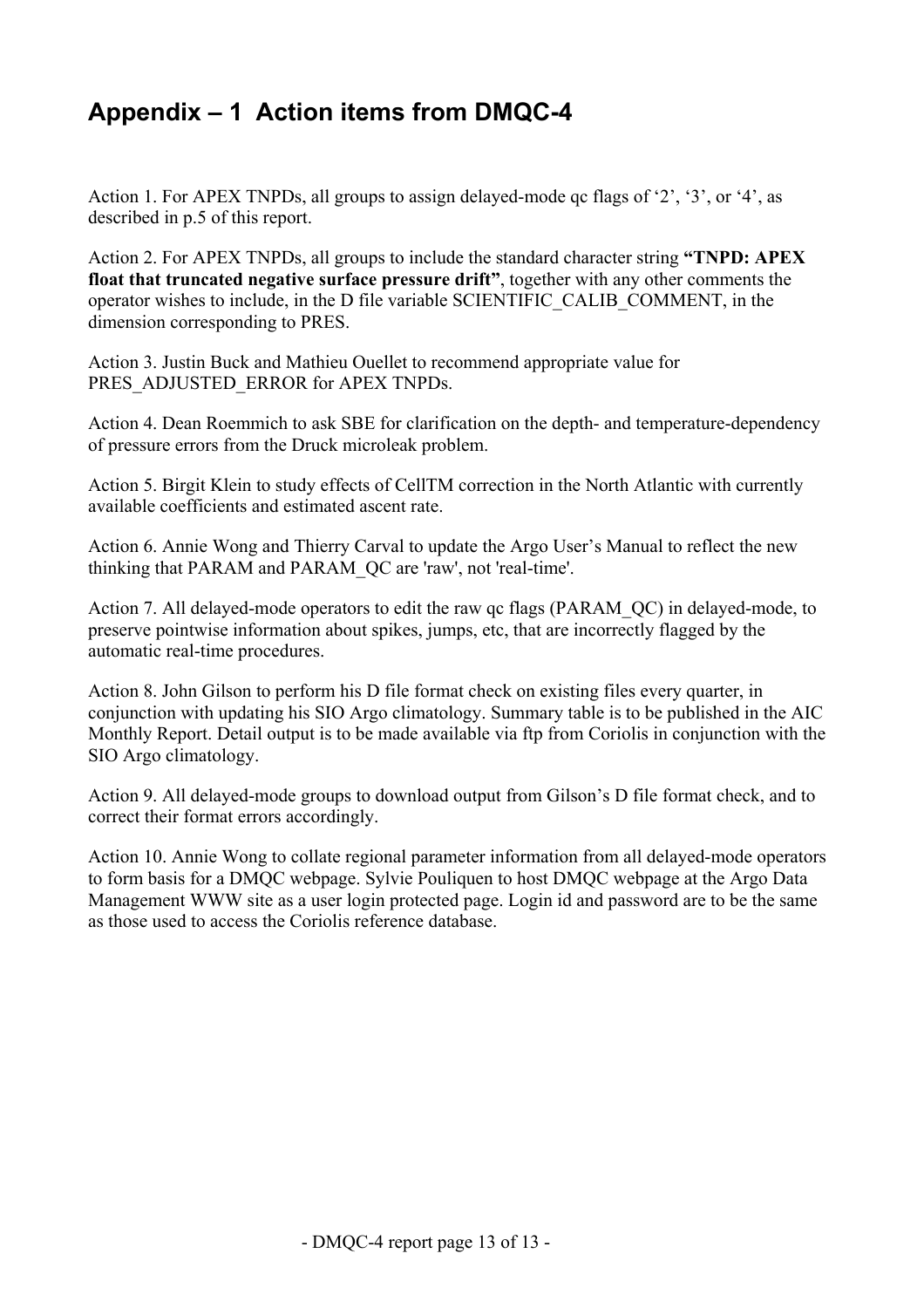# Appendix – 1 Action items from DMQC-4

Action 1. For APEX TNPDs, all groups to assign delayed-mode qc flags of '2', '3', or '4', as described in p.5 of this report.

Action 2. For APEX TNPDs, all groups to include the standard character string **"TNPD: APEX float that truncated negative surface pressure drift"**, together with any other comments the operator wishes to include, in the D file variable SCIENTIFIC_CALIB_COMMENT, in the dimension corresponding to PRES.

Action 3. Justin Buck and Mathieu Ouellet to recommend appropriate value for PRES_ADJUSTED_ERROR for APEX TNPDs.

Action 4. Dean Roemmich to ask SBE for clarification on the depth- and temperature-dependency of pressure errors from the Druck microleak problem.

Action 5. Birgit Klein to study effects of CellTM correction in the North Atlantic with currently available coefficients and estimated ascent rate.

Action 6. Annie Wong and Thierry Carval to update the Argo User's Manual to reflect the new thinking that PARAM and PARAM_QC are 'raw', not 'real-time'.

Action 7. All delayed-mode operators to edit the raw qc flags (PARAM_QC) in delayed-mode, to preserve pointwise information about spikes, jumps, etc, that are incorrectly flagged by the automatic real-time procedures.

Action 8. John Gilson to perform his D file format check on existing files every quarter, in conjunction with updating his SIO Argo climatology. Summary table is to be published in the AIC Monthly Report. Detail output is to be made available via ftp from Coriolis in conjunction with the SIO Argo climatology.

Action 9. All delayed-mode groups to download output from Gilson's D file format check, and to correct their format errors accordingly.

Action 10. Annie Wong to collate regional parameter information from all delayed-mode operators to form basis for a DMQC webpage. Sylvie Pouliquen to host DMQC webpage at the Argo Data Management WWW site as a user login protected page. Login id and password are to be the same as those used to access the Coriolis reference database.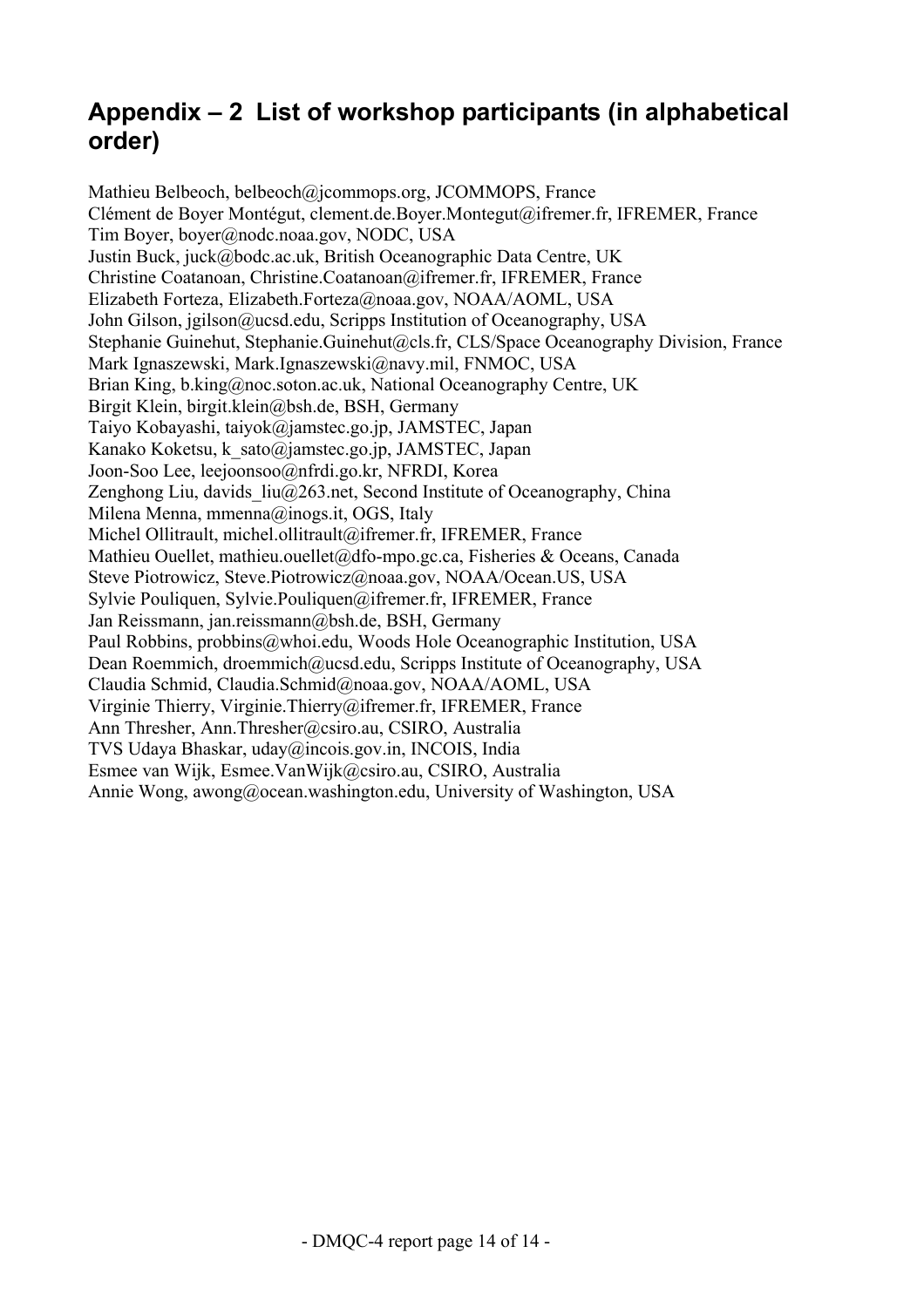## Appendix – 2 List of workshop participants (in alphabetical order)

Mathieu Belbeoch, belbeoch@jcommops.org, JCOMMOPS, France
Clément de Boyer Montégut, clement.de.Boyer.Montegut@ifremer.fr, IFREMER, France
Tim Boyer, boyer@nodc.noaa.gov, NODC, USA
Justin Buck, juck@bodc.ac.uk, British Oceanographic Data Centre, UK
Christine Coatanoan, Christine.Coatanoan@ifremer.fr, IFREMER, France
Elizabeth Forteza, Elizabeth.Forteza@noaa.gov, NOAA/AOML, USA
John Gilson, jgilson@ucsd.edu, Scripps Institution of Oceanography, USA
Stephanie Guinehut, Stephanie.Guinehut@cls.fr, CLS/Space Oceanography Division, France
Mark Ignaszewski, Mark.Ignaszewski@navy.mil, FNMOC, USA
Brian King, b.king@noc.soton.ac.uk, National Oceanography Centre, UK
Birgit Klein, birgit.klein@bsh.de, BSH, Germany
Taiyo Kobayashi, taiyok@jamstec.go.jp, JAMSTEC, Japan
Kanako Koketsu, k_sato@jamstec.go.jp, JAMSTEC, Japan
Joon-Soo Lee, leejoonsoo@nfrdi.go.kr, NFRDI, Korea
Zenghong Liu, davids_liu@263.net, Second Institute of Oceanography, China
Milena Menna, mmenna@inogs.it, OGS, Italy
Michel Ollitrault, michel.ollitrault@ifremer.fr, IFREMER, France
Mathieu Ouellet, mathieu.ouellet@dfo-mpo.gc.ca, Fisheries & Oceans, Canada
Steve Piotrowicz, Steve.Piotrowicz@noaa.gov, NOAA/Ocean.US, USA
Sylvie Pouliquen, Sylvie.Pouliquen@ifremer.fr, IFREMER, France
Jan Reissmann, jan.reissmann@bsh.de, BSH, Germany
Paul Robbins, probbins@whoi.edu, Woods Hole Oceanographic Institution, USA
Dean Roemmich, droemmich@ucsd.edu, Scripps Institute of Oceanography, USA
Claudia Schmid, Claudia.Schmid@noaa.gov, NOAA/AOML, USA
Virginie Thierry, Virginie.Thierry@ifremer.fr, IFREMER, France
Ann Thresher, Ann.Thresher@csiro.au, CSIRO, Australia
TVS Udaya Bhaskar, uday@incois.gov.in, INCOIS, India
Esmee van Wijk, Esmee.VanWijk@csiro.au, CSIRO, Australia
Annie Wong, awong@ocean.washington.edu, University of Washington, USA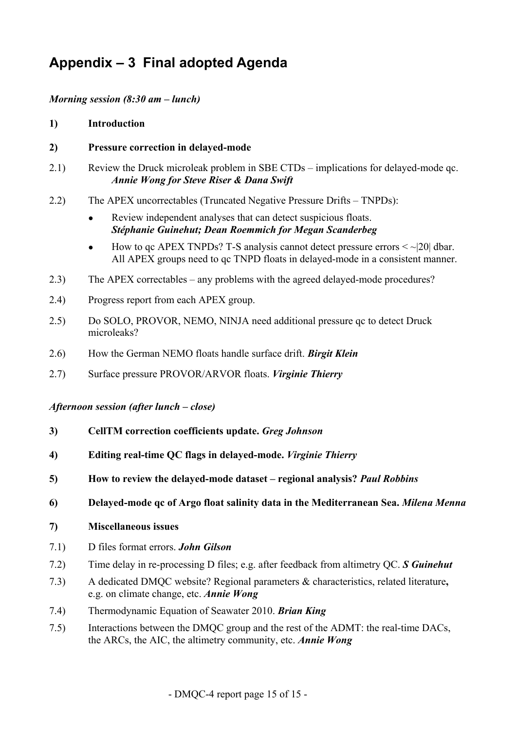# Appendix – 3 Final adopted Agenda

*Morning session (8:30 am – lunch)*

**1) Introduction**

**2) Pressure correction in delayed-mode**

2.1) Review the Druck microleak problem in SBE CTDs – implications for delayed-mode qc. ***Annie Wong for Steve Riser & Dana Swift***

2.2) The APEX uncorrectables (Truncated Negative Pressure Drifts – TNPDs):

- Review independent analyses that can detect suspicious floats. ***Stéphanie Guinehut; Dean Roemmich for Megan Scanderbeg***
- How to qc APEX TNPDs? T-S analysis cannot detect pressure errors < ~|20| dbar. All APEX groups need to qc TNPD floats in delayed-mode in a consistent manner.

2.3) The APEX correctables – any problems with the agreed delayed-mode procedures?

2.4) Progress report from each APEX group.

2.5) Do SOLO, PROVOR, NEMO, NINJA need additional pressure qc to detect Druck microleaks?

2.6) How the German NEMO floats handle surface drift. ***Birgit Klein***

2.7) Surface pressure PROVOR/ARVOR floats. ***Virginie Thierry***

*Afternoon session (after lunch – close)*

**3) CellTM correction coefficients update. *Greg Johnson***

**4) Editing real-time QC flags in delayed-mode. *Virginie Thierry***

**5) How to review the delayed-mode dataset – regional analysis? *Paul Robbins***

**6) Delayed-mode qc of Argo float salinity data in the Mediterranean Sea. *Milena Menna***

**7) Miscellaneous issues**

7.1) D files format errors. ***John Gilson***

7.2) Time delay in re-processing D files; e.g. after feedback from altimetry QC. ***S Guinehut***

7.3) A dedicated DMQC website? Regional parameters & characteristics, related literature**,** e.g. on climate change, etc. ***Annie Wong***

7.4) Thermodynamic Equation of Seawater 2010. ***Brian King***

7.5) Interactions between the DMQC group and the rest of the ADMT: the real-time DACs, the ARCs, the AIC, the altimetry community, etc. ***Annie Wong***